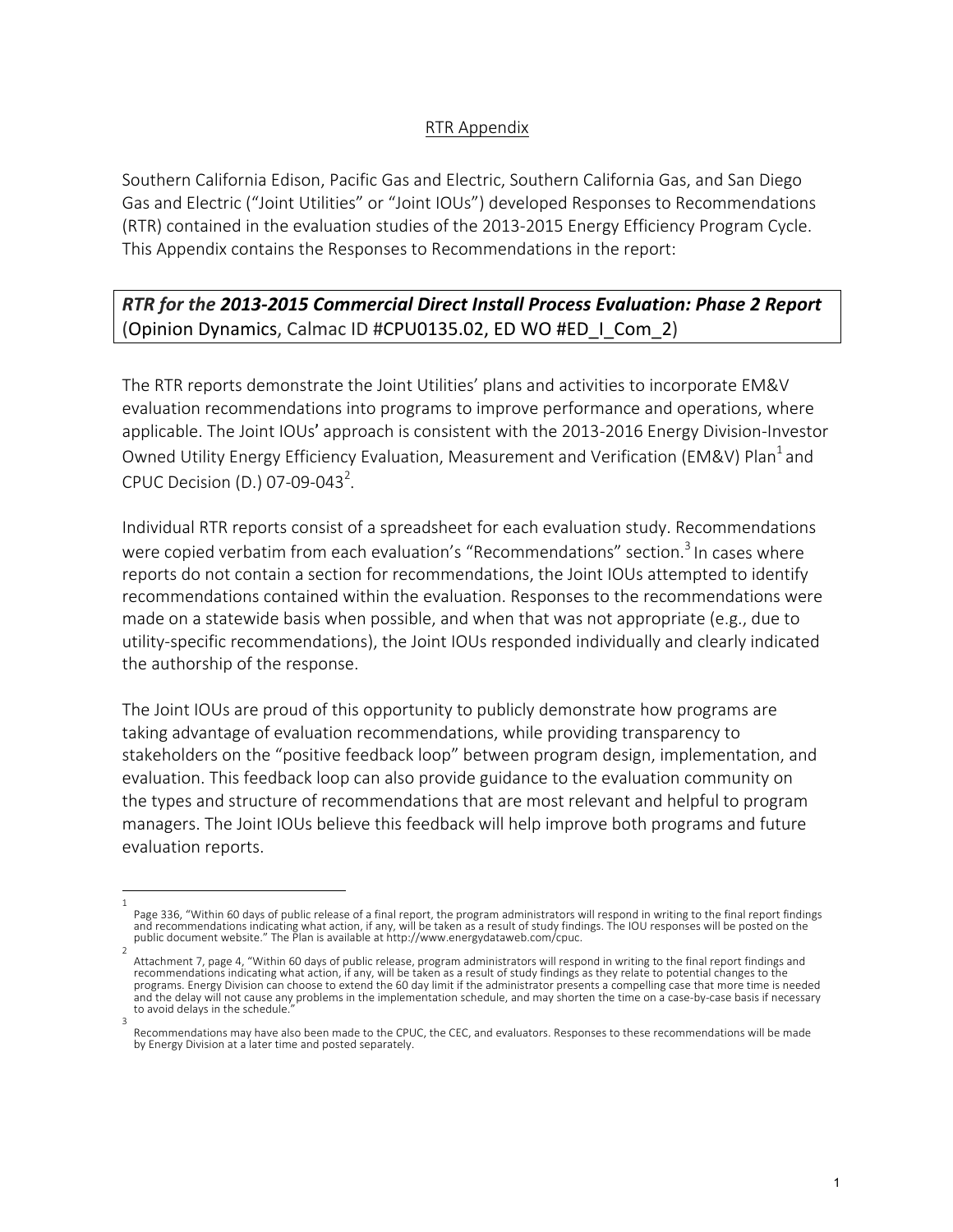## RTR Appendix

Southern California Edison, Pacific Gas and Electric, Southern California Gas, and San Diego Gas and Electric ("Joint Utilities" or "Joint IOUs") developed Responses to Recommendations (RTR) contained in the evaluation studies of the 2013-2015 Energy Efficiency Program Cycle. This Appendix contains the Responses to Recommendations in the report:

***RTR for the 2013-2015 Commercial Direct Install Process Evaluation: Phase 2 Report*** (Opinion Dynamics, Calmac ID #CPU0135.02, ED WO #ED_I_Com_2)

The RTR reports demonstrate the Joint Utilities' plans and activities to incorporate EM&V evaluation recommendations into programs to improve performance and operations, where applicable. The Joint IOUs' approach is consistent with the 2013-2016 Energy Division-Investor Owned Utility Energy Efficiency Evaluation, Measurement and Verification (EM&V) Plan[1] and CPUC Decision (D.) 07-09-043[2].

Individual RTR reports consist of a spreadsheet for each evaluation study. Recommendations were copied verbatim from each evaluation's "Recommendations" section.[3] In cases where reports do not contain a section for recommendations, the Joint IOUs attempted to identify recommendations contained within the evaluation. Responses to the recommendations were made on a statewide basis when possible, and when that was not appropriate (e.g., due to utility-specific recommendations), the Joint IOUs responded individually and clearly indicated the authorship of the response.

The Joint IOUs are proud of this opportunity to publicly demonstrate how programs are taking advantage of evaluation recommendations, while providing transparency to stakeholders on the "positive feedback loop" between program design, implementation, and evaluation. This feedback loop can also provide guidance to the evaluation community on the types and structure of recommendations that are most relevant and helpful to program managers. The Joint IOUs believe this feedback will help improve both programs and future evaluation reports.

---

[1] Page 336, "Within 60 days of public release of a final report, the program administrators will respond in writing to the final report findings and recommendations indicating what action, if any, will be taken as a result of study findings. The IOU responses will be posted on the public document website." The Plan is available at http://www.energydataweb.com/cpuc.

[2] Attachment 7, page 4, "Within 60 days of public release, program administrators will respond in writing to the final report findings and recommendations indicating what action, if any, will be taken as a result of study findings as they relate to potential changes to the programs. Energy Division can choose to extend the 60 day limit if the administrator presents a compelling case that more time is needed and the delay will not cause any problems in the implementation schedule, and may shorten the time on a case-by-case basis if necessary to avoid delays in the schedule."

[3] Recommendations may have also been made to the CPUC, the CEC, and evaluators. Responses to these recommendations will be made by Energy Division at a later time and posted separately.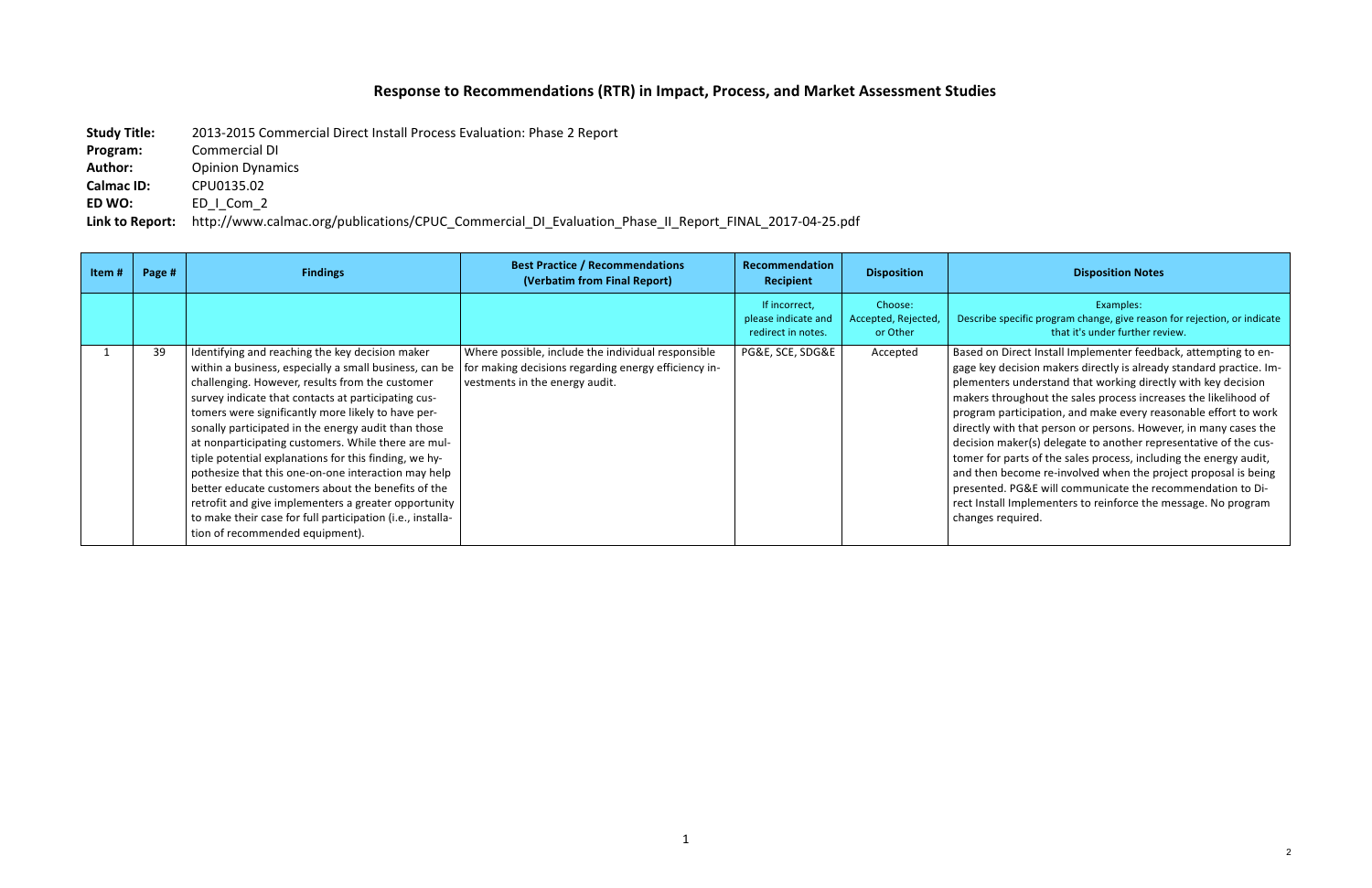# Response to Recommendations (RTR) in Impact, Process, and Market Assessment Studies

**Study Title:** 2013-2015 Commercial Direct Install Process Evaluation: Phase 2 Report
**Program:** Commercial DI
**Author:** Opinion Dynamics
**Calmac ID:** CPU0135.02
**ED WO:** ED_I_Com_2
**Link to Report:** http://www.calmac.org/publications/CPUC_Commercial_DI_Evaluation_Phase_II_Report_FINAL_2017-04-25.pdf

| Item # | Page # | Findings | Best Practice / Recommendations (Verbatim from Final Report) | Recommendation Recipient | Disposition | Disposition Notes |
|---|---|---|---|---|---|---|
| | | | | If incorrect, please indicate and redirect in notes. | Choose: Accepted, Rejected, or Other | Examples: Describe specific program change, give reason for rejection, or indicate that it's under further review. |
| 1 | 39 | Identifying and reaching the key decision maker within a business, especially a small business, can be challenging. However, results from the customer survey indicate that contacts at participating customers were significantly more likely to have personally participated in the energy audit than those at nonparticipating customers. While there are multiple potential explanations for this finding, we hypothesize that this one-on-one interaction may help better educate customers about the benefits of the retrofit and give implementers a greater opportunity to make their case for full participation (i.e., installation of recommended equipment). | Where possible, include the individual responsible for making decisions regarding energy efficiency investments in the energy audit. | PG&E, SCE, SDG&E | Accepted | Based on Direct Install Implementer feedback, attempting to engage key decision makers directly is already standard practice. Implementers understand that working directly with key decision makers throughout the sales process increases the likelihood of program participation, and make every reasonable effort to work directly with that person or persons. However, in many cases the decision maker(s) delegate to another representative of the customer for parts of the sales process, including the energy audit, and then become re-involved when the project proposal is being presented. PG&E will communicate the recommendation to Direct Install Implementers to reinforce the message. No program changes required. |